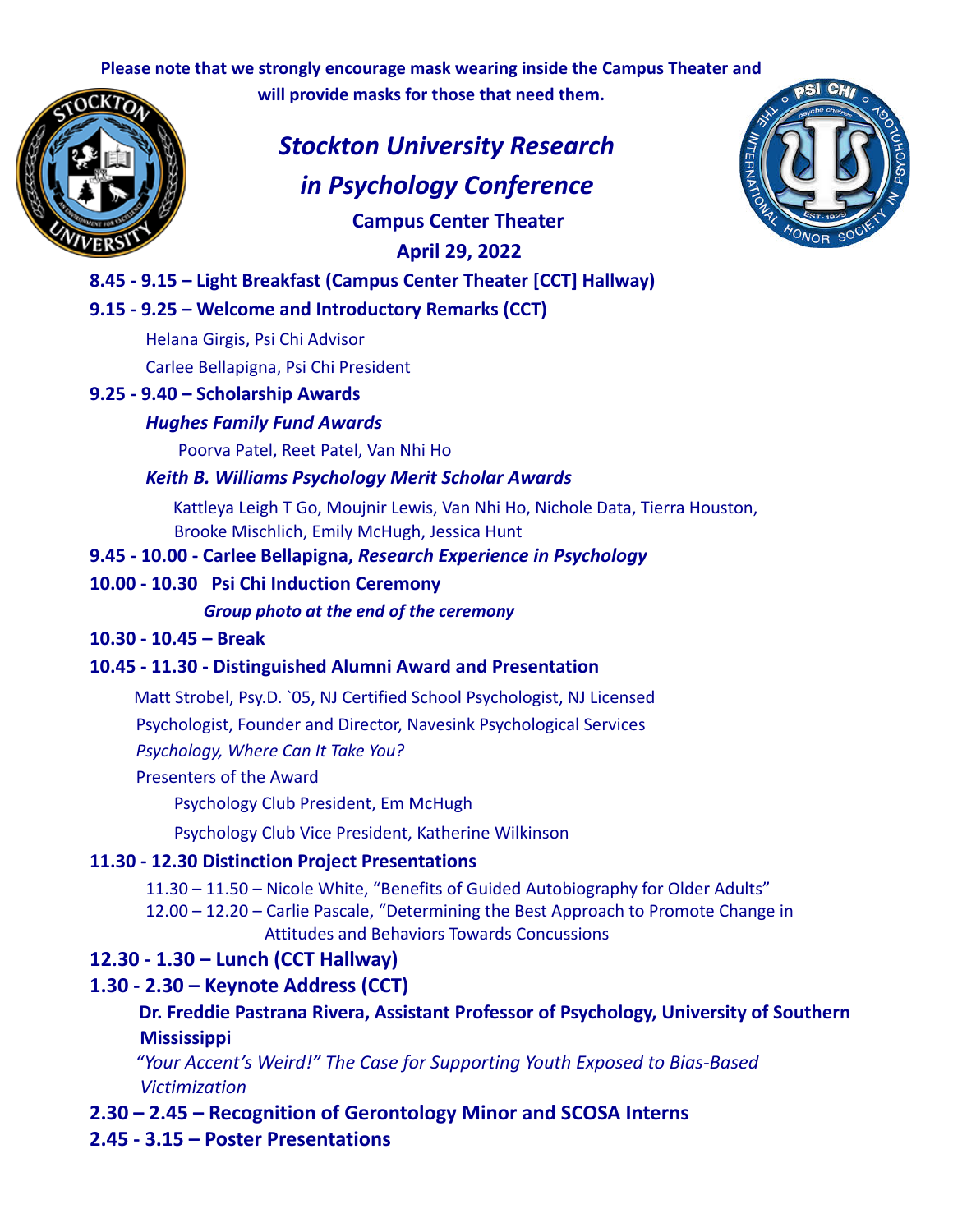**Please note that we strongly encourage mask wearing inside the Campus Theater and will provide masks for those that need them.**

# *Stockton University Research in Psychology Conference*

**Campus Center Theater**

**April 29, 2022**

**8.45 - 9.15 – Light Breakfast (Campus Center Theater [CCT] Hallway)**

**9.15 - 9.25 – Welcome and Introductory Remarks (CCT)**

Helana Girgis, Psi Chi Advisor

Carlee Bellapigna, Psi Chi President

**9.25 - 9.40 – Scholarship Awards**

***Hughes Family Fund Awards***

Poorva Patel, Reet Patel, Van Nhi Ho

***Keith B. Williams Psychology Merit Scholar Awards***

Kattleya Leigh T Go, Moujnir Lewis, Van Nhi Ho, Nichole Data, Tierra Houston, Brooke Mischlich, Emily McHugh, Jessica Hunt

**9.45 - 10.00 - Carlee Bellapigna, *Research Experience in Psychology***

**10.00 - 10.30 Psi Chi Induction Ceremony**

***Group photo at the end of the ceremony***

**10.30 - 10.45 – Break**

**10.45 - 11.30 - Distinguished Alumni Award and Presentation**

Matt Strobel, Psy.D. `05, NJ Certified School Psychologist, NJ Licensed Psychologist, Founder and Director, Navesink Psychological Services

*Psychology, Where Can It Take You?*

Presenters of the Award

Psychology Club President, Em McHugh

Psychology Club Vice President, Katherine Wilkinson

**11.30 - 12.30 Distinction Project Presentations**

11.30 – 11.50 – Nicole White, "Benefits of Guided Autobiography for Older Adults"

12.00 – 12.20 – Carlie Pascale, "Determining the Best Approach to Promote Change in Attitudes and Behaviors Towards Concussions

**12.30 - 1.30 – Lunch (CCT Hallway)**

**1.30 - 2.30 – Keynote Address (CCT)**

**Dr. Freddie Pastrana Rivera, Assistant Professor of Psychology, University of Southern Mississippi**

*"Your Accent's Weird!" The Case for Supporting Youth Exposed to Bias-Based Victimization*

**2.30 – 2.45 – Recognition of Gerontology Minor and SCOSA Interns**

**2.45 - 3.15 – Poster Presentations**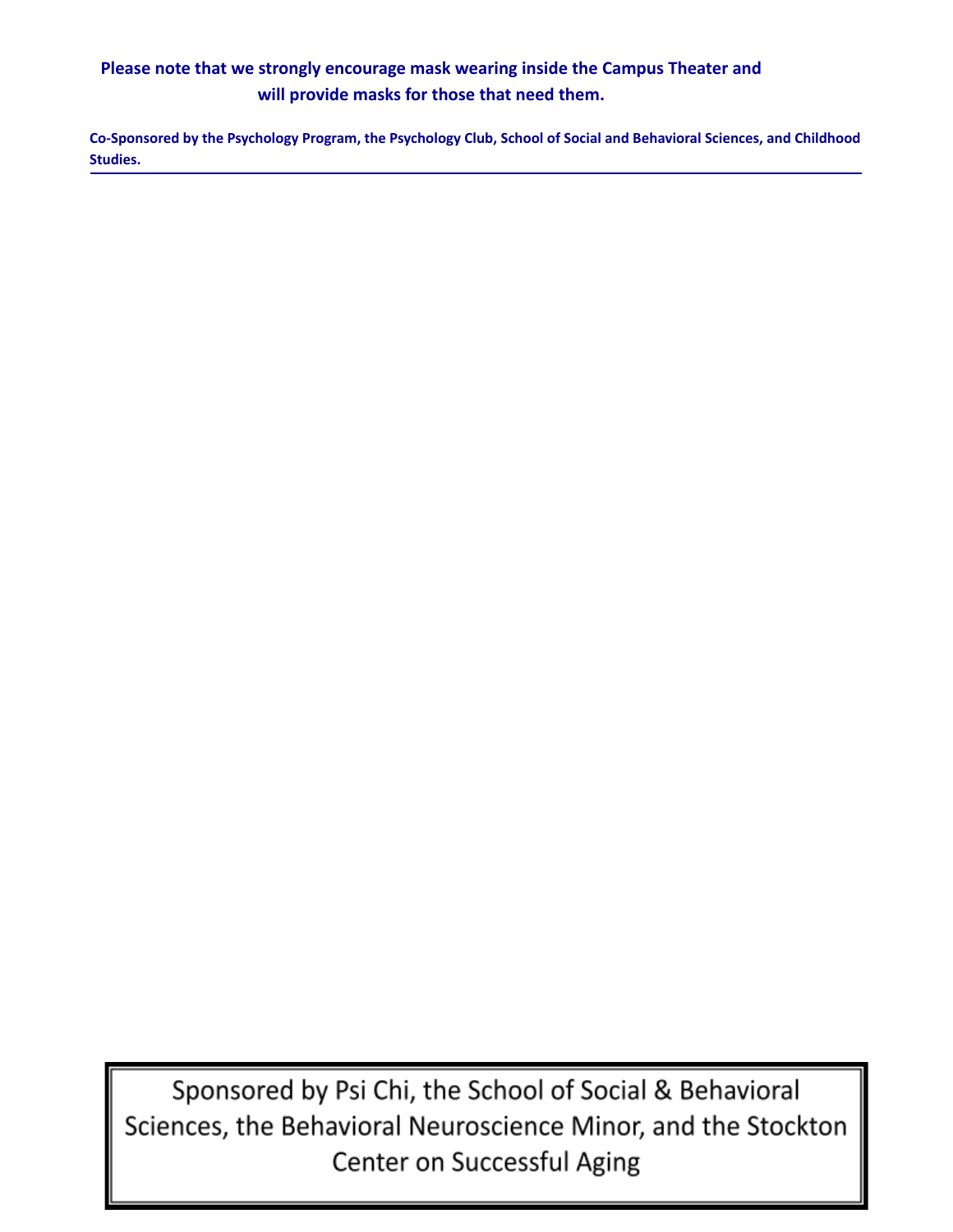**Please note that we strongly encourage mask wearing inside the Campus Theater and will provide masks for those that need them.**

**Co-Sponsored by the Psychology Program, the Psychology Club, School of Social and Behavioral Sciences, and Childhood Studies.**

---

Sponsored by Psi Chi, the School of Social & Behavioral Sciences, the Behavioral Neuroscience Minor, and the Stockton Center on Successful Aging